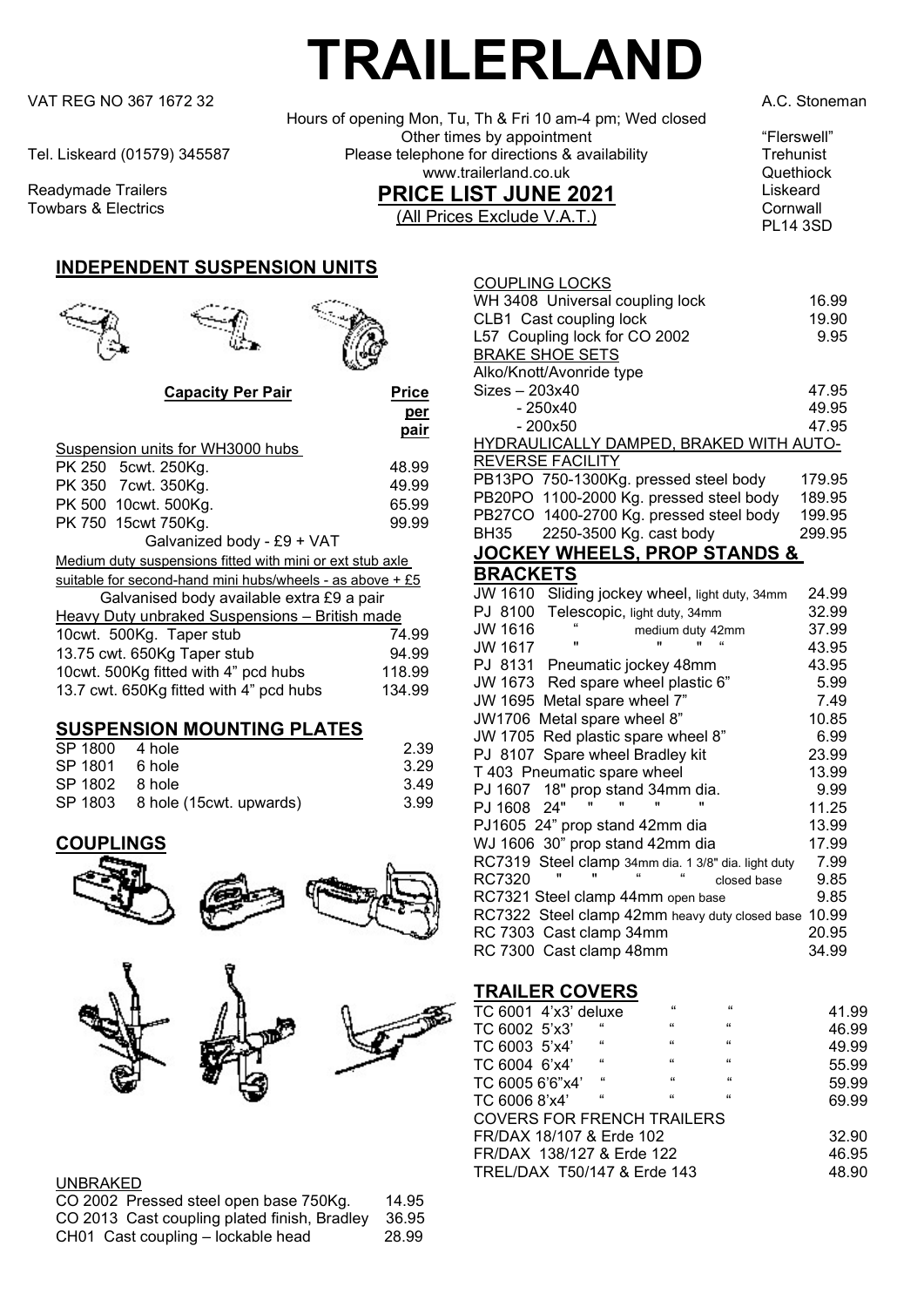# TRAILERLAND

VAT REG NO 367 1672 32

Tel. Liskeard (01579) 345587

Readymade Trailers
Towbars & Electrics

Hours of opening Mon, Tu, Th & Fri 10 am-4 pm; Wed closed
Other times by appointment
Please telephone for directions & availability
www.trailerland.co.uk

## PRICE LIST JUNE 2021

(All Prices Exclude V.A.T.)

A.C. Stoneman
"Flerswell"
Trehunist
Quethiock
Liskeard
Cornwall
PL14 3SD

## INDEPENDENT SUSPENSION UNITS

| Capacity Per Pair | Price per pair |
|---|---|
| Suspension units for WH3000 hubs | |
| PK 250 5cwt. 250Kg. | 48.99 |
| PK 350 7cwt. 350Kg. | 49.99 |
| PK 500 10cwt. 500Kg. | 65.99 |
| PK 750 15cwt 750Kg. | 99.99 |
| Galvanized body - £9 + VAT | |
| Medium duty suspensions fitted with mini or ext stub axle suitable for second-hand mini hubs/wheels - as above + £5 | |
| Galvanised body available extra £9 a pair | |
| Heavy Duty unbraked Suspensions – British made | |
| 10cwt. 500Kg. Taper stub | 74.99 |
| 13.75 cwt. 650Kg Taper stub | 94.99 |
| 10cwt. 500Kg fitted with 4" pcd hubs | 118.99 |
| 13.7 cwt. 650Kg fitted with 4" pcd hubs | 134.99 |

## SUSPENSION MOUNTING PLATES

| | | |
|---|---|---|
| SP 1800 | 4 hole | 2.39 |
| SP 1801 | 6 hole | 3.29 |
| SP 1802 | 8 hole | 3.49 |
| SP 1803 | 8 hole (15cwt. upwards) | 3.99 |

## COUPLINGS

UNBRAKED

| | |
|---|---|
| CO 2002 Pressed steel open base 750Kg. | 14.95 |
| CO 2013 Cast coupling plated finish, Bradley | 36.95 |
| CH01 Cast coupling – lockable head | 28.99 |

COUPLING LOCKS

| | |
|---|---|
| WH 3408 Universal coupling lock | 16.99 |
| CLB1 Cast coupling lock | 19.90 |
| L57 Coupling lock for CO 2002 | 9.95 |

BRAKE SHOE SETS

Alko/Knott/Avonride type

| | |
|---|---|
| Sizes – 203x40 | 47.95 |
| - 250x40 | 49.95 |
| - 200x50 | 47.95 |

HYDRAULICALLY DAMPED, BRAKED WITH AUTO-REVERSE FACILITY

| | |
|---|---|
| PB13PO 750-1300Kg. pressed steel body | 179.95 |
| PB20PO 1100-2000 Kg. pressed steel body | 189.95 |
| PB27CO 1400-2700 Kg. pressed steel body | 199.95 |
| BH35 2250-3500 Kg. cast body | 299.95 |

## JOCKEY WHEELS, PROP STANDS & BRACKETS

| | |
|---|---|
| JW 1610 Sliding jockey wheel, light duty, 34mm | 24.99 |
| PJ 8100 Telescopic, light duty, 34mm | 32.99 |
| JW 1616 " medium duty 42mm | 37.99 |
| JW 1617 " " " " | 43.95 |
| PJ 8131 Pneumatic jockey 48mm | 43.95 |
| JW 1673 Red spare wheel plastic 6" | 5.99 |
| JW 1695 Metal spare wheel 7" | 7.49 |
| JW1706 Metal spare wheel 8" | 10.85 |
| JW 1705 Red plastic spare wheel 8" | 6.99 |
| PJ 8107 Spare wheel Bradley kit | 23.99 |
| T 403 Pneumatic spare wheel | 13.99 |
| PJ 1607 18" prop stand 34mm dia. | 9.99 |
| PJ 1608 24" " " " | 11.25 |
| PJ1605 24" prop stand 42mm dia | 13.99 |
| WJ 1606 30" prop stand 42mm dia | 17.99 |
| RC7319 Steel clamp 34mm dia. 1 3/8" dia. light duty | 7.99 |
| RC7320 " " " " closed base | 9.85 |
| RC7321 Steel clamp 44mm open base | 9.85 |
| RC7322 Steel clamp 42mm heavy duty closed base | 10.99 |
| RC 7303 Cast clamp 34mm | 20.95 |
| RC 7300 Cast clamp 48mm | 34.99 |

## TRAILER COVERS

| | |
|---|---|
| TC 6001 4'x3' deluxe | 41.99 |
| TC 6002 5'x3' " " " | 46.99 |
| TC 6003 5'x4' " " " | 49.99 |
| TC 6004 6'x4' " " " | 55.99 |
| TC 6005 6'6"x4' " " " | 59.99 |
| TC 6006 8'x4' " " " | 69.99 |
| COVERS FOR FRENCH TRAILERS | |
| FR/DAX 18/107 & Erde 102 | 32.90 |
| FR/DAX 138/127 & Erde 122 | 46.95 |
| TREL/DAX T50/147 & Erde 143 | 48.90 |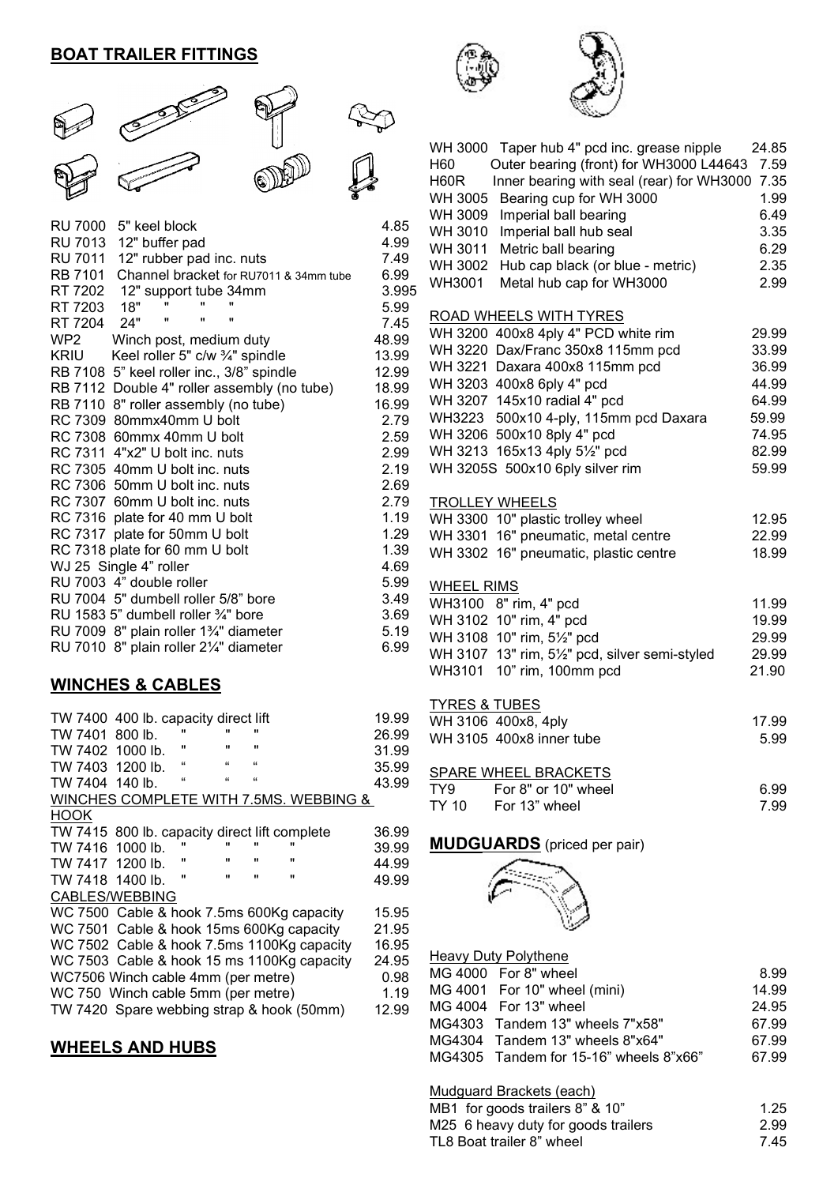## BOAT TRAILER FITTINGS

| Code | Description | Price |
|---|---|---|
| RU 7000 | 5" keel block | 4.85 |
| RU 7013 | 12" buffer pad | 4.99 |
| RU 7011 | 12" rubber pad inc. nuts | 7.49 |
| RB 7101 | Channel bracket for RU7011 & 34mm tube | 6.99 |
| RT 7202 | 12" support tube 34mm | 3.995 |
| RT 7203 | 18" " " " | 5.99 |
| RT 7204 | 24" " " " | 7.45 |
| WP2 | Winch post, medium duty | 48.99 |
| KRIU | Keel roller 5" c/w ¾" spindle | 13.99 |
| RB 7108 | 5" keel roller inc., 3/8" spindle | 12.99 |
| RB 7112 | Double 4" roller assembly (no tube) | 18.99 |
| RB 7110 | 8" roller assembly (no tube) | 16.99 |
| RC 7309 | 80mmx40mm U bolt | 2.79 |
| RC 7308 | 60mmx 40mm U bolt | 2.59 |
| RC 7311 | 4"x2" U bolt inc. nuts | 2.99 |
| RC 7305 | 40mm U bolt inc. nuts | 2.19 |
| RC 7306 | 50mm U bolt inc. nuts | 2.69 |
| RC 7307 | 60mm U bolt inc. nuts | 2.79 |
| RC 7316 | plate for 40 mm U bolt | 1.19 |
| RC 7317 | plate for 50mm U bolt | 1.29 |
| RC 7318 | plate for 60 mm U bolt | 1.39 |
| WJ 25 | Single 4" roller | 4.69 |
| RU 7003 | 4" double roller | 5.99 |
| RU 7004 | 5" dumbell roller 5/8" bore | 3.49 |
| RU 1583 | 5" dumbell roller ¾" bore | 3.69 |
| RU 7009 | 8" plain roller 1¾" diameter | 5.19 |
| RU 7010 | 8" plain roller 2¼" diameter | 6.99 |

## WINCHES & CABLES

| Code | Description | Price |
|---|---|---|
| TW 7400 | 400 lb. capacity direct lift | 19.99 |
| TW 7401 | 800 lb. " " " | 26.99 |
| TW 7402 | 1000 lb. " " " | 31.99 |
| TW 7403 | 1200 lb. " " " | 35.99 |
| TW 7404 | 140 lb. " " " | 43.99 |

WINCHES COMPLETE WITH 7.5MS. WEBBING & HOOK

| Code | Description | Price |
|---|---|---|
| TW 7415 | 800 lb. capacity direct lift complete | 36.99 |
| TW 7416 | 1000 lb. " " " " | 39.99 |
| TW 7417 | 1200 lb. " " " " | 44.99 |
| TW 7418 | 1400 lb. " " " " | 49.99 |

CABLES/WEBBING

| Code | Description | Price |
|---|---|---|
| WC 7500 | Cable & hook 7.5ms 600Kg capacity | 15.95 |
| WC 7501 | Cable & hook 15ms 600Kg capacity | 21.95 |
| WC 7502 | Cable & hook 7.5ms 1100Kg capacity | 16.95 |
| WC 7503 | Cable & hook 15 ms 1100Kg capacity | 24.95 |
| WC7506 | Winch cable 4mm (per metre) | 0.98 |
| WC 750 | Winch cable 5mm (per metre) | 1.19 |
| TW 7420 | Spare webbing strap & hook (50mm) | 12.99 |

## WHEELS AND HUBS

| Code | Description | Price |
|---|---|---|
| WH 3000 | Taper hub 4" pcd inc. grease nipple | 24.85 |
| H60 | Outer bearing (front) for WH3000 L44643 | 7.59 |
| H60R | Inner bearing with seal (rear) for WH3000 | 7.35 |
| WH 3005 | Bearing cup for WH 3000 | 1.99 |
| WH 3009 | Imperial ball bearing | 6.49 |
| WH 3010 | Imperial ball hub seal | 3.35 |
| WH 3011 | Metric ball bearing | 6.29 |
| WH 3002 | Hub cap black (or blue - metric) | 2.35 |
| WH3001 | Metal hub cap for WH3000 | 2.99 |

ROAD WHEELS WITH TYRES

| Code | Description | Price |
|---|---|---|
| WH 3200 | 400x8 4ply 4" PCD white rim | 29.99 |
| WH 3220 | Dax/Franc 350x8 115mm pcd | 33.99 |
| WH 3221 | Daxara 400x8 115mm pcd | 36.99 |
| WH 3203 | 400x8 6ply 4" pcd | 44.99 |
| WH 3207 | 145x10 radial 4" pcd | 64.99 |
| WH3223 | 500x10 4-ply, 115mm pcd Daxara | 59.99 |
| WH 3206 | 500x10 8ply 4" pcd | 74.95 |
| WH 3213 | 165x13 4ply 5½" pcd | 82.99 |
| WH 3205S | 500x10 6ply silver rim | 59.99 |

TROLLEY WHEELS

| Code | Description | Price |
|---|---|---|
| WH 3300 | 10" plastic trolley wheel | 12.95 |
| WH 3301 | 16" pneumatic, metal centre | 22.99 |
| WH 3302 | 16" pneumatic, plastic centre | 18.99 |

WHEEL RIMS

| Code | Description | Price |
|---|---|---|
| WH3100 | 8" rim, 4" pcd | 11.99 |
| WH 3102 | 10" rim, 4" pcd | 19.99 |
| WH 3108 | 10" rim, 5½" pcd | 29.99 |
| WH 3107 | 13" rim, 5½" pcd, silver semi-styled | 29.99 |
| WH3101 | 10" rim, 100mm pcd | 21.90 |

TYRES & TUBES

| Code | Description | Price |
|---|---|---|
| WH 3106 | 400x8, 4ply | 17.99 |
| WH 3105 | 400x8 inner tube | 5.99 |

SPARE WHEEL BRACKETS

| Code | Description | Price |
|---|---|---|
| TY9 | For 8" or 10" wheel | 6.99 |
| TY 10 | For 13" wheel | 7.99 |

## MUDGUARDS (priced per pair)

Heavy Duty Polythene

| Code | Description | Price |
|---|---|---|
| MG 4000 | For 8" wheel | 8.99 |
| MG 4001 | For 10" wheel (mini) | 14.99 |
| MG 4004 | For 13" wheel | 24.95 |
| MG4303 | Tandem 13" wheels 7"x58" | 67.99 |
| MG4304 | Tandem 13" wheels 8"x64" | 67.99 |
| MG4305 | Tandem for 15-16" wheels 8"x66" | 67.99 |

Mudguard Brackets (each)

| Code | Description | Price |
|---|---|---|
| MB1 | for goods trailers 8" & 10" | 1.25 |
| M25 6 | heavy duty for goods trailers | 2.99 |
| TL8 | Boat trailer 8" wheel | 7.45 |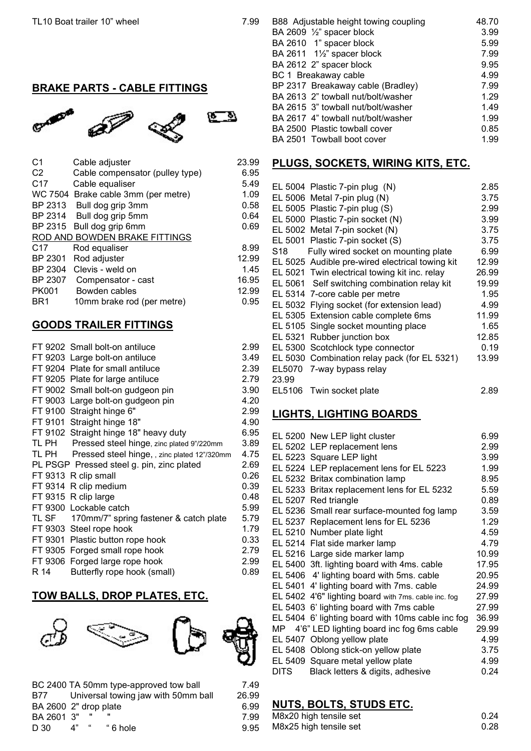| | |
|---|---|
| TL10 Boat trailer 10" wheel | 7.99 |

## BRAKE PARTS - CABLE FITTINGS

| Code | Description | Price |
|---|---|---|
| C1 | Cable adjuster | 23.99 |
| C2 | Cable compensator (pulley type) | 6.95 |
| C17 | Cable equaliser | 5.49 |
| WC 7504 | Brake cable 3mm (per metre) | 1.09 |
| BP 2313 | Bull dog grip 3mm | 0.58 |
| BP 2314 | Bull dog grip 5mm | 0.64 |
| BP 2315 | Bull dog grip 6mm | 0.69 |

ROD AND BOWDEN BRAKE FITTINGS

| Code | Description | Price |
|---|---|---|
| C17 | Rod equaliser | 8.99 |
| BP 2301 | Rod adjuster | 12.99 |
| BP 2304 | Clevis - weld on | 1.45 |
| BP 2307 | Compensator - cast | 16.95 |
| PK001 | Bowden cables | 12.99 |
| BR1 | 10mm brake rod (per metre) | 0.95 |

## GOODS TRAILER FITTINGS

| Code | Description | Price |
|---|---|---|
| FT 9202 | Small bolt-on antiluce | 2.99 |
| FT 9203 | Large bolt-on antiluce | 3.49 |
| FT 9204 | Plate for small antiluce | 2.39 |
| FT 9205 | Plate for large antiluce | 2.79 |
| FT 9002 | Small bolt-on gudgeon pin | 3.90 |
| FT 9003 | Large bolt-on gudgeon pin | 4.20 |
| FT 9100 | Straight hinge 6" | 2.99 |
| FT 9101 | Straight hinge 18" | 4.90 |
| FT 9102 | Straight hinge 18" heavy duty | 6.95 |
| TL PH | Pressed steel hinge, zinc plated 9"/220mm | 3.89 |
| TL PH | Pressed steel hinge, , zinc plated 12"/320mm | 4.75 |
| PL PSGP | Pressed steel g. pin, zinc plated | 2.69 |
| FT 9313 | R clip small | 0.26 |
| FT 9314 | R clip medium | 0.39 |
| FT 9315 | R clip large | 0.48 |
| FT 9300 | Lockable catch | 5.99 |
| TL SF | 170mm/7" spring fastener & catch plate | 5.79 |
| FT 9303 | Steel rope hook | 1.79 |
| FT 9301 | Plastic button rope hook | 0.33 |
| FT 9305 | Forged small rope hook | 2.79 |
| FT 9306 | Forged large rope hook | 2.99 |
| R 14 | Butterfly rope hook (small) | 0.89 |

## TOW BALLS, DROP PLATES, ETC.

| Code | Description | Price |
|---|---|---|
| BC 2400 | TA 50mm type-approved tow ball | 7.49 |
| B77 | Universal towing jaw with 50mm ball | 26.99 |
| BA 2600 | 2" drop plate | 6.99 |
| BA 2601 | 3" " " | 7.99 |
| D 30 | 4" " " 6 hole | 9.95 |
| B88 | Adjustable height towing coupling | 48.70 |
| BA 2609 | ½" spacer block | 3.99 |
| BA 2610 | 1" spacer block | 5.99 |
| BA 2611 | 1½" spacer block | 7.99 |
| BA 2612 | 2" spacer block | 9.95 |
| BC 1 | Breakaway cable | 4.99 |
| BP 2317 | Breakaway cable (Bradley) | 7.99 |
| BA 2613 | 2" towball nut/bolt/washer | 1.29 |
| BA 2615 | 3" towball nut/bolt/washer | 1.49 |
| BA 2617 | 4" towball nut/bolt/washer | 1.99 |
| BA 2500 | Plastic towball cover | 0.85 |
| BA 2501 | Towball boot cover | 1.99 |

## PLUGS, SOCKETS, WIRING KITS, ETC.

| Code | Description | Price |
|---|---|---|
| EL 5004 | Plastic 7-pin plug (N) | 2.85 |
| EL 5006 | Metal 7-pin plug (N) | 3.75 |
| EL 5005 | Plastic 7-pin plug (S) | 2.99 |
| EL 5000 | Plastic 7-pin socket (N) | 3.99 |
| EL 5002 | Metal 7-pin socket (N) | 3.75 |
| EL 5001 | Plastic 7-pin socket (S) | 3.75 |
| S18 | Fully wired socket on mounting plate | 6.99 |
| EL 5025 | Audible pre-wired electrical towing kit | 12.99 |
| EL 5021 | Twin electrical towing kit inc. relay | 26.99 |
| EL 5061 | Self switching combination relay kit | 19.99 |
| EL 5314 | 7-core cable per metre | 1.95 |
| EL 5032 | Flying socket (for extension lead) | 4.99 |
| EL 5305 | Extension cable complete 6ms | 11.99 |
| EL 5105 | Single socket mounting place | 1.65 |
| EL 5321 | Rubber junction box | 12.85 |
| EL 5300 | Scotchlock type connector | 0.19 |
| EL 5030 | Combination relay pack (for EL 5321) | 13.99 |
| EL5070 | 7-way bypass relay | 23.99 |
| EL5106 | Twin socket plate | 2.89 |

## LIGHTS, LIGHTING BOARDS

| Code | Description | Price |
|---|---|---|
| EL 5200 | New LEP light cluster | 6.99 |
| EL 5202 | LEP replacement lens | 2.99 |
| EL 5223 | Square LEP light | 3.99 |
| EL 5224 | LEP replacement lens for EL 5223 | 1.99 |
| EL 5232 | Britax combination lamp | 8.95 |
| EL 5233 | Britax replacement lens for EL 5232 | 5.59 |
| EL 5207 | Red triangle | 0.89 |
| EL 5236 | Small rear surface-mounted fog lamp | 3.59 |
| EL 5237 | Replacement lens for EL 5236 | 1.29 |
| EL 5210 | Number plate light | 4.59 |
| EL 5214 | Flat side marker lamp | 4.79 |
| EL 5216 | Large side marker lamp | 10.99 |
| EL 5400 | 3ft. lighting board with 4ms. cable | 17.95 |
| EL 5406 | 4' lighting board with 5ms. cable | 20.95 |
| EL 5401 | 4' lighting board with 7ms. cable | 24.99 |
| EL 5402 | 4'6" lighting board with 7ms. cable inc. fog | 27.99 |
| EL 5403 | 6' lighting board with 7ms cable | 27.99 |
| EL 5404 | 6' lighting board with 10ms cable inc fog | 36.99 |
| MP | 4'6" LED lighting board inc fog 6ms cable | 29.99 |
| EL 5407 | Oblong yellow plate | 4.99 |
| EL 5408 | Oblong stick-on yellow plate | 3.75 |
| EL 5409 | Square metal yellow plate | 4.99 |
| DITS | Black letters & digits, adhesive | 0.24 |

## NUTS, BOLTS, STUDS ETC.

| Description | Price |
|---|---|
| M8x20 high tensile set | 0.24 |
| M8x25 high tensile set | 0.28 |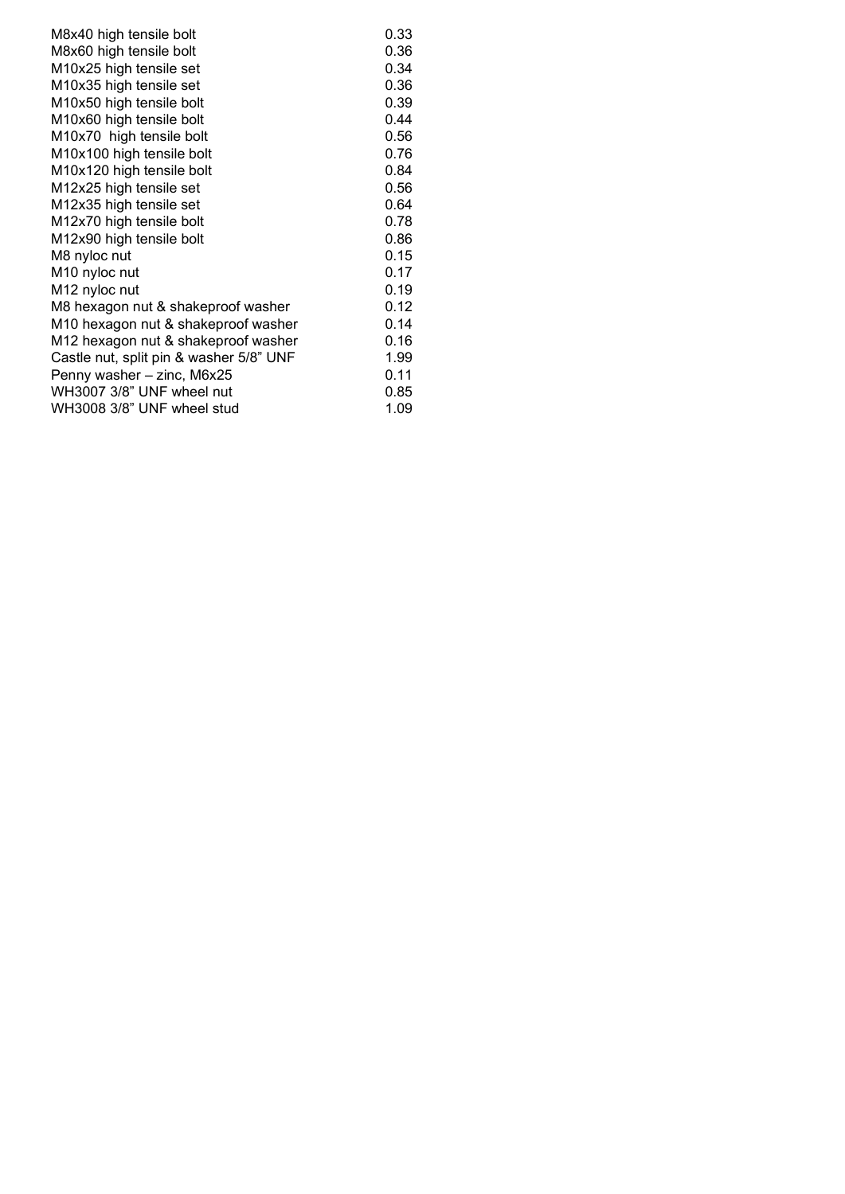| | |
|---|---|
| M8x40 high tensile bolt | 0.33 |
| M8x60 high tensile bolt | 0.36 |
| M10x25 high tensile set | 0.34 |
| M10x35 high tensile set | 0.36 |
| M10x50 high tensile bolt | 0.39 |
| M10x60 high tensile bolt | 0.44 |
| M10x70 high tensile bolt | 0.56 |
| M10x100 high tensile bolt | 0.76 |
| M10x120 high tensile bolt | 0.84 |
| M12x25 high tensile set | 0.56 |
| M12x35 high tensile set | 0.64 |
| M12x70 high tensile bolt | 0.78 |
| M12x90 high tensile bolt | 0.86 |
| M8 nyloc nut | 0.15 |
| M10 nyloc nut | 0.17 |
| M12 nyloc nut | 0.19 |
| M8 hexagon nut & shakeproof washer | 0.12 |
| M10 hexagon nut & shakeproof washer | 0.14 |
| M12 hexagon nut & shakeproof washer | 0.16 |
| Castle nut, split pin & washer 5/8" UNF | 1.99 |
| Penny washer – zinc, M6x25 | 0.11 |
| WH3007 3/8" UNF wheel nut | 0.85 |
| WH3008 3/8" UNF wheel stud | 1.09 |